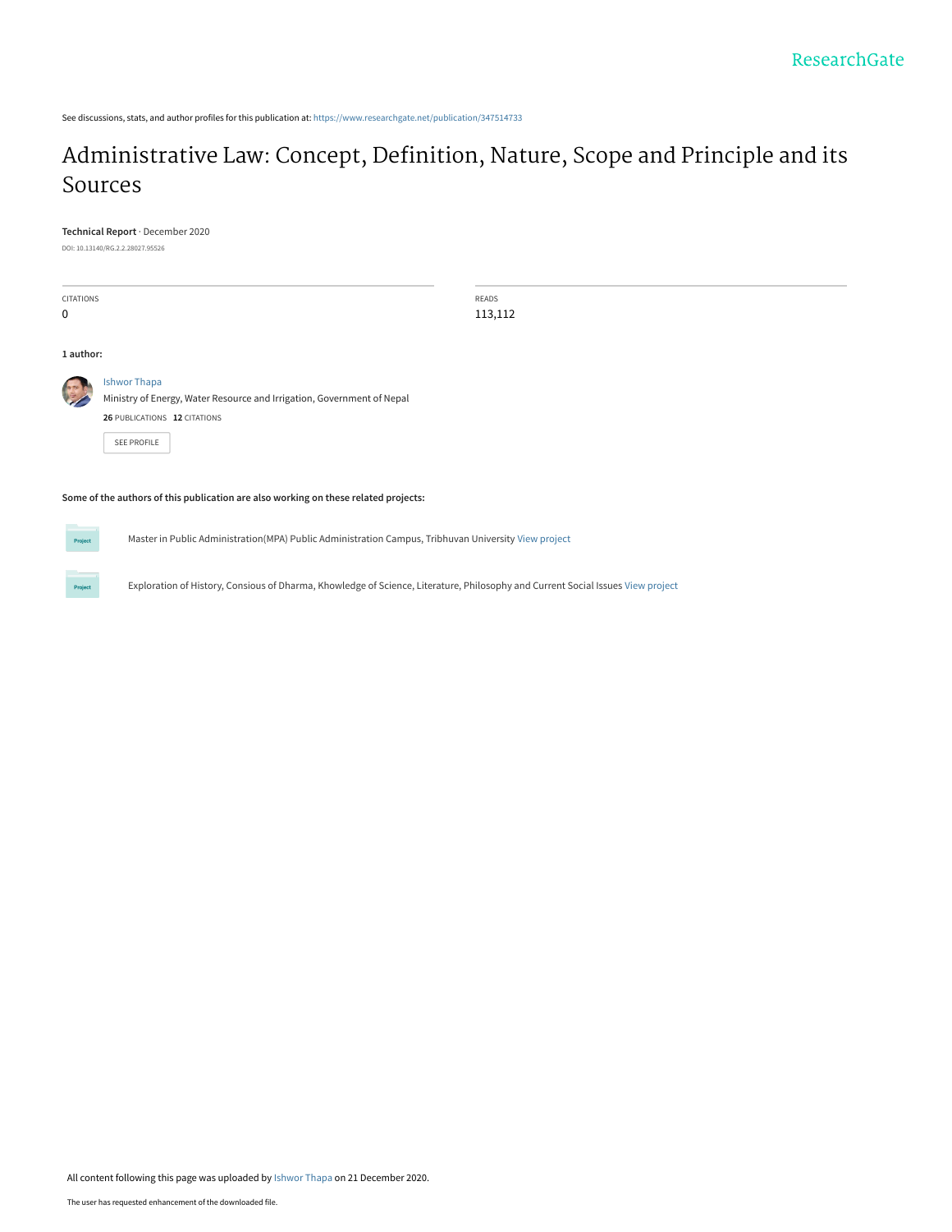ResearchGate

See discussions, stats, and author profiles for this publication at: https://www.researchgate.net/publication/347514733

# Administrative Law: Concept, Definition, Nature, Scope and Principle and its Sources

**Technical Report** · December 2020

DOI: 10.13140/RG.2.2.28027.95526

| CITATIONS | READS |
|---|---|
| 0 | 113,112 |

**1 author:**

Ishwor Thapa
Ministry of Energy, Water Resource and Irrigation, Government of Nepal

**26** PUBLICATIONS **12** CITATIONS

SEE PROFILE

**Some of the authors of this publication are also working on these related projects:**

Project: Master in Public Administration(MPA) Public Administration Campus, Tribhuvan University View project

Project: Exploration of History, Consious of Dharma, Khowledge of Science, Literature, Philosophy and Current Social Issues View project

All content following this page was uploaded by Ishwor Thapa on 21 December 2020.

The user has requested enhancement of the downloaded file.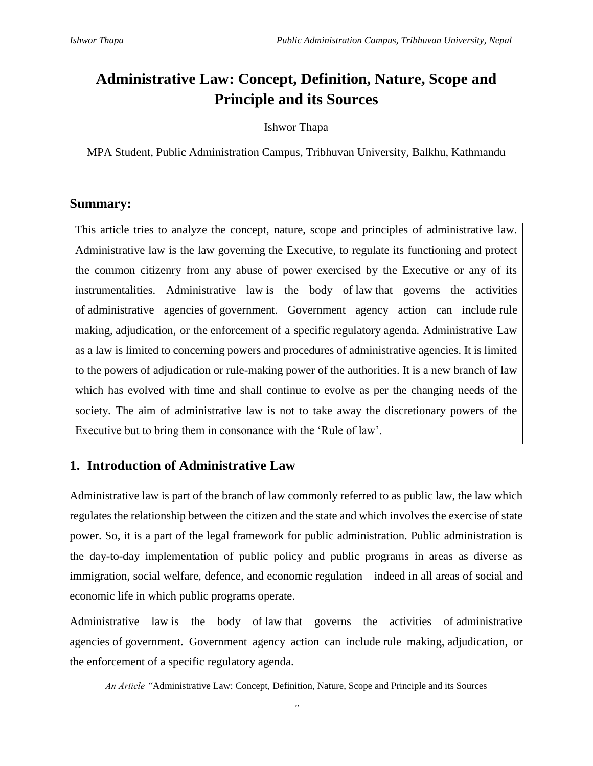# Administrative Law: Concept, Definition, Nature, Scope and Principle and its Sources

Ishwor Thapa

MPA Student, Public Administration Campus, Tribhuvan University, Balkhu, Kathmandu

## Summary:

This article tries to analyze the concept, nature, scope and principles of administrative law. Administrative law is the law governing the Executive, to regulate its functioning and protect the common citizenry from any abuse of power exercised by the Executive or any of its instrumentalities. Administrative law is the body of law that governs the activities of administrative agencies of government. Government agency action can include rule making, adjudication, or the enforcement of a specific regulatory agenda. Administrative Law as a law is limited to concerning powers and procedures of administrative agencies. It is limited to the powers of adjudication or rule-making power of the authorities. It is a new branch of law which has evolved with time and shall continue to evolve as per the changing needs of the society. The aim of administrative law is not to take away the discretionary powers of the Executive but to bring them in consonance with the 'Rule of law'.

## 1. Introduction of Administrative Law

Administrative law is part of the branch of law commonly referred to as public law, the law which regulates the relationship between the citizen and the state and which involves the exercise of state power. So, it is a part of the legal framework for public administration. Public administration is the day-to-day implementation of public policy and public programs in areas as diverse as immigration, social welfare, defence, and economic regulation—indeed in all areas of social and economic life in which public programs operate.

Administrative law is the body of law that governs the activities of administrative agencies of government. Government agency action can include rule making, adjudication, or the enforcement of a specific regulatory agenda.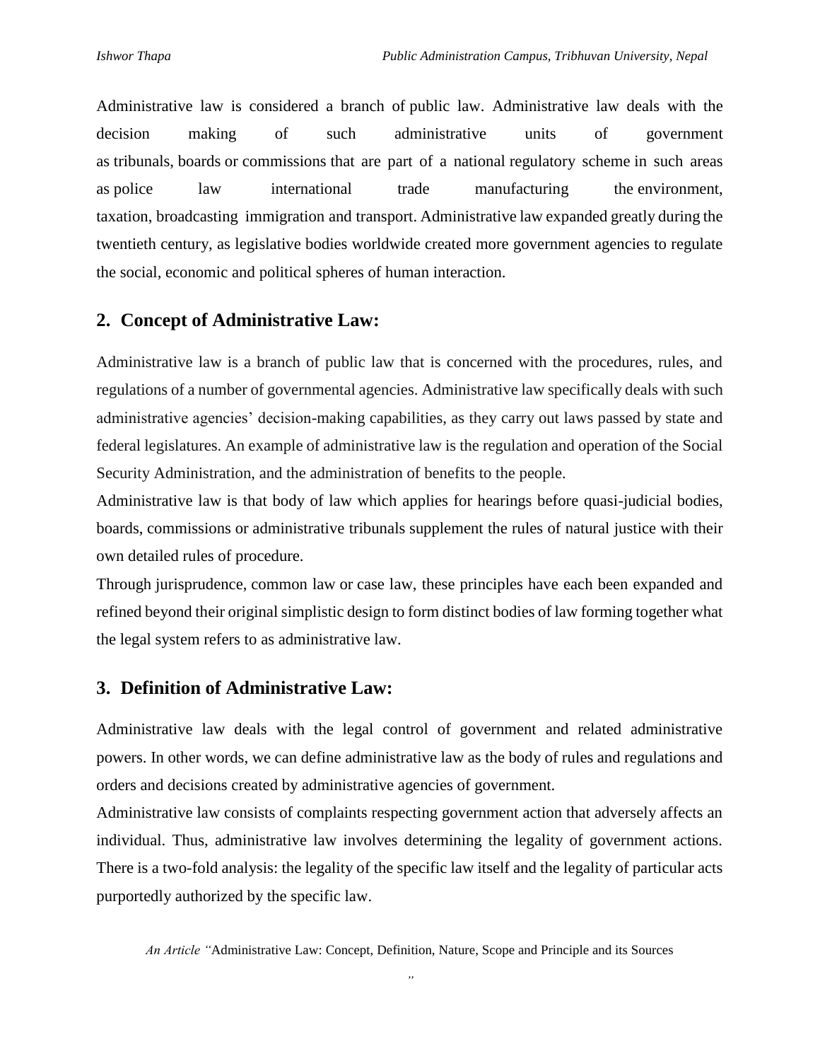Administrative law is considered a branch of public law. Administrative law deals with the decision making of such administrative units of government as tribunals, boards or commissions that are part of a national regulatory scheme in such areas as police law international trade manufacturing the environment, taxation, broadcasting immigration and transport. Administrative law expanded greatly during the twentieth century, as legislative bodies worldwide created more government agencies to regulate the social, economic and political spheres of human interaction.

## 2. Concept of Administrative Law:

Administrative law is a branch of public law that is concerned with the procedures, rules, and regulations of a number of governmental agencies. Administrative law specifically deals with such administrative agencies' decision-making capabilities, as they carry out laws passed by state and federal legislatures. An example of administrative law is the regulation and operation of the Social Security Administration, and the administration of benefits to the people.

Administrative law is that body of law which applies for hearings before quasi-judicial bodies, boards, commissions or administrative tribunals supplement the rules of natural justice with their own detailed rules of procedure.

Through jurisprudence, common law or case law, these principles have each been expanded and refined beyond their original simplistic design to form distinct bodies of law forming together what the legal system refers to as administrative law.

## 3. Definition of Administrative Law:

Administrative law deals with the legal control of government and related administrative powers. In other words, we can define administrative law as the body of rules and regulations and orders and decisions created by administrative agencies of government.

Administrative law consists of complaints respecting government action that adversely affects an individual. Thus, administrative law involves determining the legality of government actions. There is a two-fold analysis: the legality of the specific law itself and the legality of particular acts purportedly authorized by the specific law.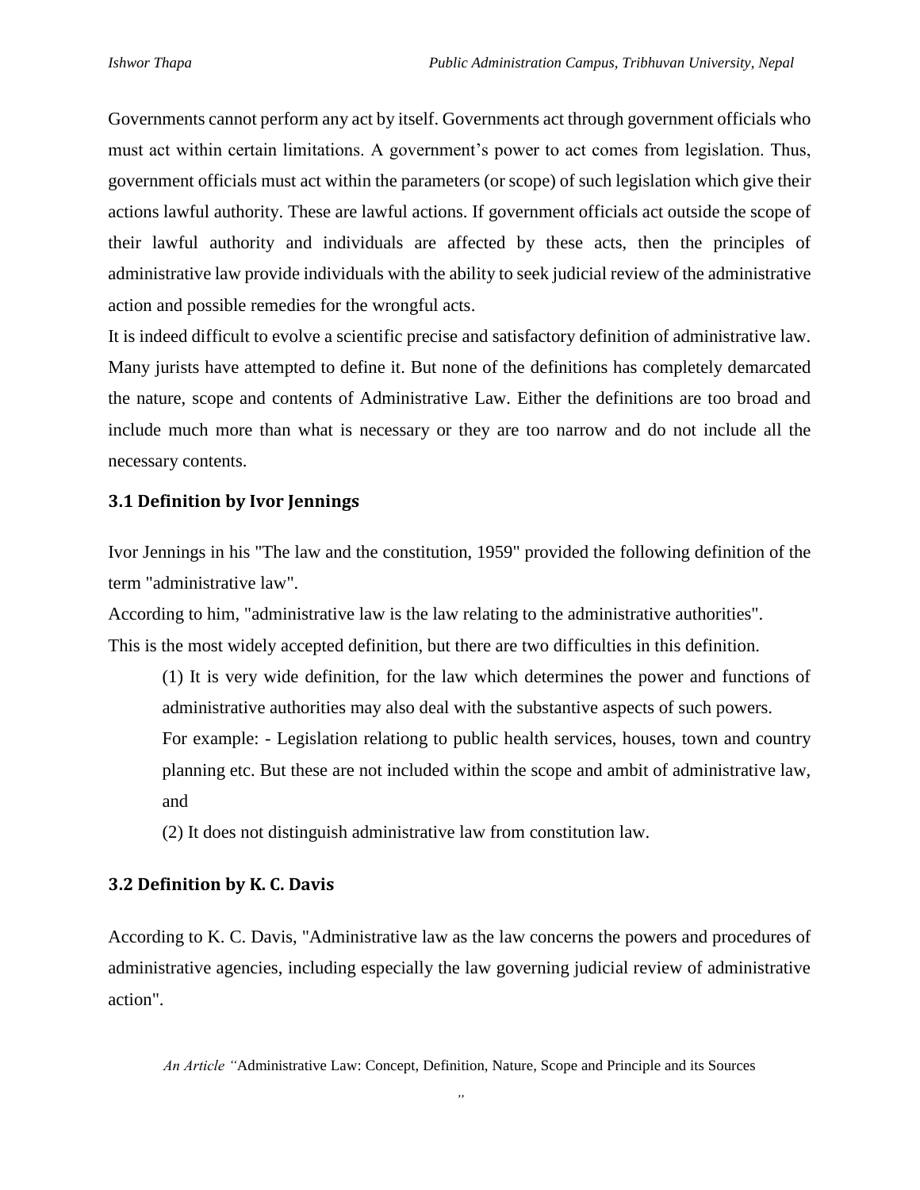Governments cannot perform any act by itself. Governments act through government officials who must act within certain limitations. A government's power to act comes from legislation. Thus, government officials must act within the parameters (or scope) of such legislation which give their actions lawful authority. These are lawful actions. If government officials act outside the scope of their lawful authority and individuals are affected by these acts, then the principles of administrative law provide individuals with the ability to seek judicial review of the administrative action and possible remedies for the wrongful acts.

It is indeed difficult to evolve a scientific precise and satisfactory definition of administrative law. Many jurists have attempted to define it. But none of the definitions has completely demarcated the nature, scope and contents of Administrative Law. Either the definitions are too broad and include much more than what is necessary or they are too narrow and do not include all the necessary contents.

### 3.1 Definition by Ivor Jennings

Ivor Jennings in his "The law and the constitution, 1959" provided the following definition of the term "administrative law".

According to him, "administrative law is the law relating to the administrative authorities".

This is the most widely accepted definition, but there are two difficulties in this definition.

(1) It is very wide definition, for the law which determines the power and functions of administrative authorities may also deal with the substantive aspects of such powers.

For example: - Legislation relationg to public health services, houses, town and country planning etc. But these are not included within the scope and ambit of administrative law, and

(2) It does not distinguish administrative law from constitution law.

### 3.2 Definition by K. C. Davis

According to K. C. Davis, "Administrative law as the law concerns the powers and procedures of administrative agencies, including especially the law governing judicial review of administrative action".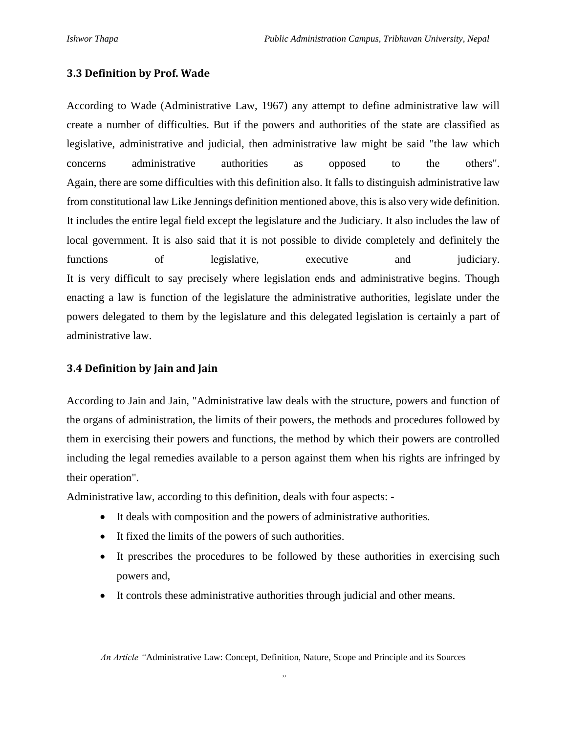### 3.3 Definition by Prof. Wade

According to Wade (Administrative Law, 1967) any attempt to define administrative law will create a number of difficulties. But if the powers and authorities of the state are classified as legislative, administrative and judicial, then administrative law might be said "the law which concerns administrative authorities as opposed to the others".
Again, there are some difficulties with this definition also. It falls to distinguish administrative law from constitutional law Like Jennings definition mentioned above, this is also very wide definition. It includes the entire legal field except the legislature and the Judiciary. It also includes the law of local government. It is also said that it is not possible to divide completely and definitely the functions of legislative, executive and judiciary.
It is very difficult to say precisely where legislation ends and administrative begins. Though enacting a law is function of the legislature the administrative authorities, legislate under the powers delegated to them by the legislature and this delegated legislation is certainly a part of administrative law.

### 3.4 Definition by Jain and Jain

According to Jain and Jain, "Administrative law deals with the structure, powers and function of the organs of administration, the limits of their powers, the methods and procedures followed by them in exercising their powers and functions, the method by which their powers are controlled including the legal remedies available to a person against them when his rights are infringed by their operation".
Administrative law, according to this definition, deals with four aspects: -

- It deals with composition and the powers of administrative authorities.
- It fixed the limits of the powers of such authorities.
- It prescribes the procedures to be followed by these authorities in exercising such powers and,
- It controls these administrative authorities through judicial and other means.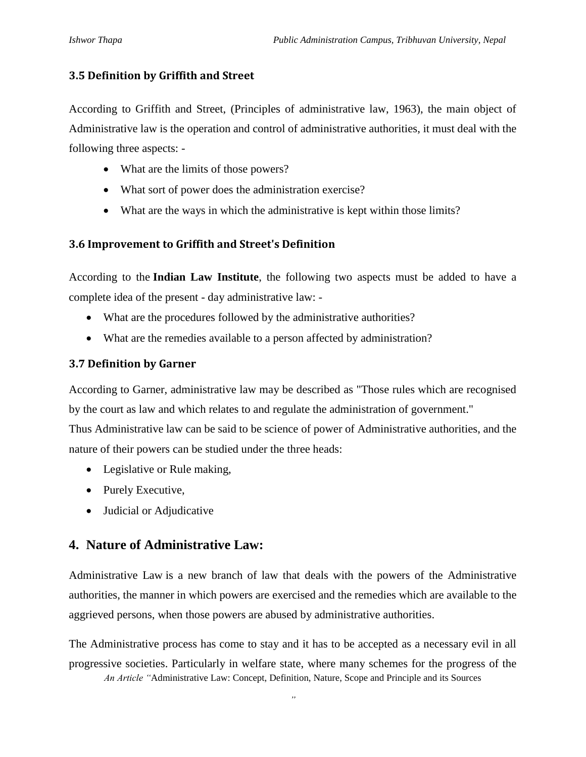### 3.5 Definition by Griffith and Street

According to Griffith and Street, (Principles of administrative law, 1963), the main object of Administrative law is the operation and control of administrative authorities, it must deal with the following three aspects: -

- What are the limits of those powers?
- What sort of power does the administration exercise?
- What are the ways in which the administrative is kept within those limits?

### 3.6 Improvement to Griffith and Street's Definition

According to the **Indian Law Institute**, the following two aspects must be added to have a complete idea of the present - day administrative law: -

- What are the procedures followed by the administrative authorities?
- What are the remedies available to a person affected by administration?

### 3.7 Definition by Garner

According to Garner, administrative law may be described as "Those rules which are recognised by the court as law and which relates to and regulate the administration of government."
Thus Administrative law can be said to be science of power of Administrative authorities, and the nature of their powers can be studied under the three heads:

- Legislative or Rule making,
- Purely Executive,
- Judicial or Adjudicative

## 4. Nature of Administrative Law:

Administrative Law is a new branch of law that deals with the powers of the Administrative authorities, the manner in which powers are exercised and the remedies which are available to the aggrieved persons, when those powers are abused by administrative authorities.

The Administrative process has come to stay and it has to be accepted as a necessary evil in all progressive societies. Particularly in welfare state, where many schemes for the progress of the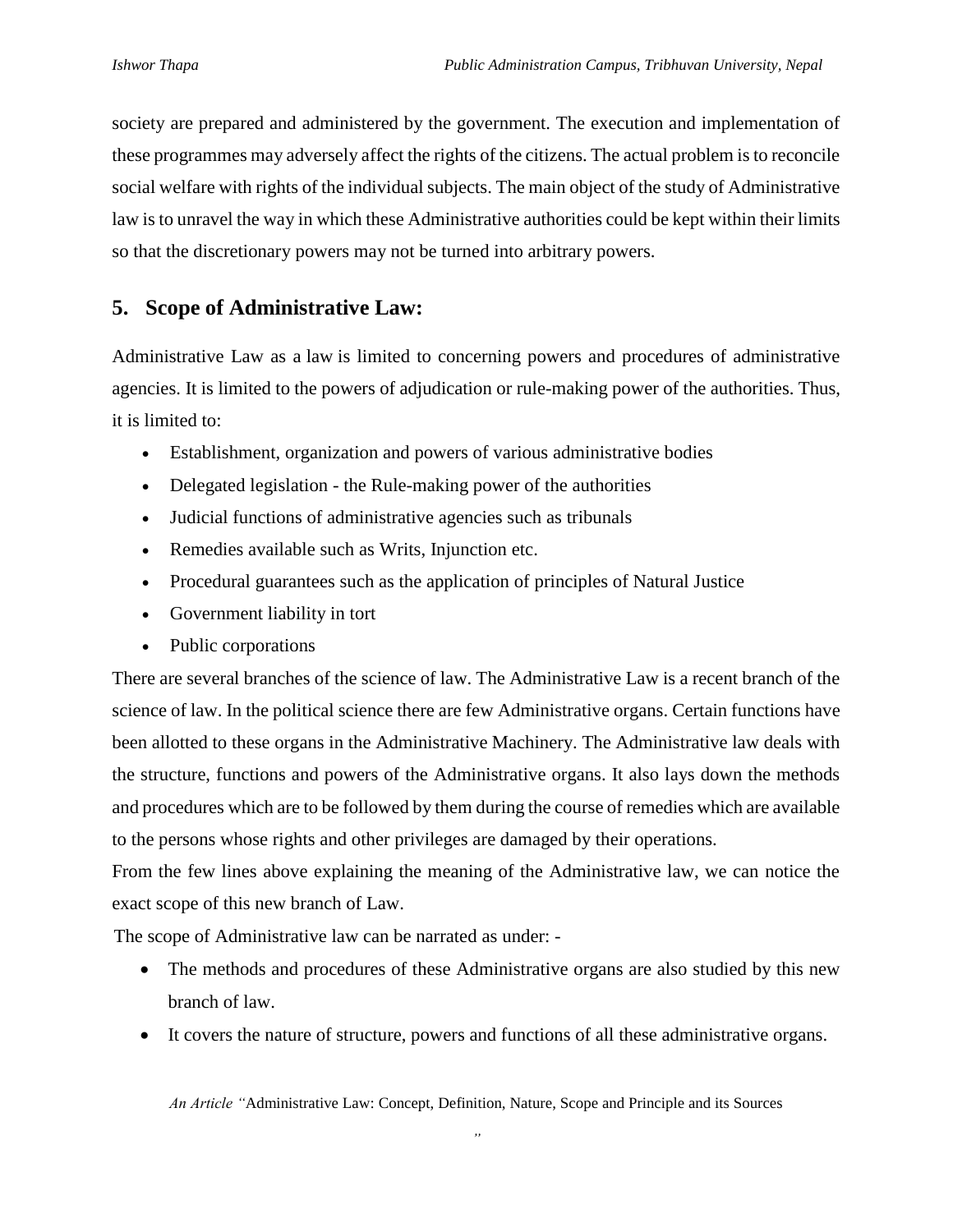society are prepared and administered by the government. The execution and implementation of these programmes may adversely affect the rights of the citizens. The actual problem is to reconcile social welfare with rights of the individual subjects. The main object of the study of Administrative law is to unravel the way in which these Administrative authorities could be kept within their limits so that the discretionary powers may not be turned into arbitrary powers.

## 5. Scope of Administrative Law:

Administrative Law as a law is limited to concerning powers and procedures of administrative agencies. It is limited to the powers of adjudication or rule-making power of the authorities. Thus, it is limited to:

- Establishment, organization and powers of various administrative bodies
- Delegated legislation - the Rule-making power of the authorities
- Judicial functions of administrative agencies such as tribunals
- Remedies available such as Writs, Injunction etc.
- Procedural guarantees such as the application of principles of Natural Justice
- Government liability in tort
- Public corporations

There are several branches of the science of law. The Administrative Law is a recent branch of the science of law. In the political science there are few Administrative organs. Certain functions have been allotted to these organs in the Administrative Machinery. The Administrative law deals with the structure, functions and powers of the Administrative organs. It also lays down the methods and procedures which are to be followed by them during the course of remedies which are available to the persons whose rights and other privileges are damaged by their operations.

From the few lines above explaining the meaning of the Administrative law, we can notice the exact scope of this new branch of Law.

The scope of Administrative law can be narrated as under: -

- The methods and procedures of these Administrative organs are also studied by this new branch of law.
- It covers the nature of structure, powers and functions of all these administrative organs.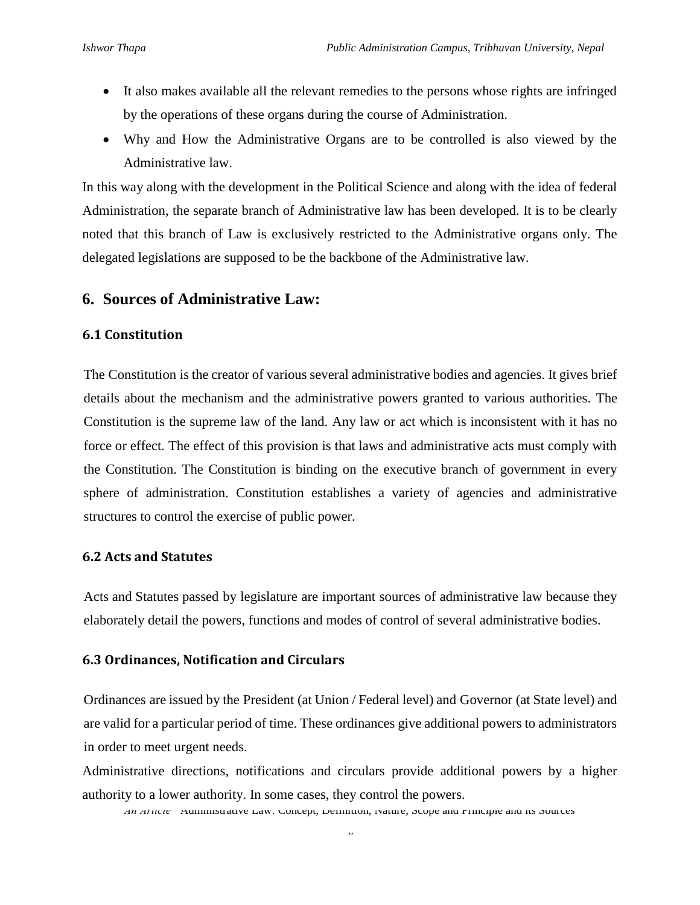- It also makes available all the relevant remedies to the persons whose rights are infringed by the operations of these organs during the course of Administration.
- Why and How the Administrative Organs are to be controlled is also viewed by the Administrative law.

In this way along with the development in the Political Science and along with the idea of federal Administration, the separate branch of Administrative law has been developed. It is to be clearly noted that this branch of Law is exclusively restricted to the Administrative organs only. The delegated legislations are supposed to be the backbone of the Administrative law.

## 6. Sources of Administrative Law:

### 6.1 Constitution

The Constitution is the creator of various several administrative bodies and agencies. It gives brief details about the mechanism and the administrative powers granted to various authorities. The Constitution is the supreme law of the land. Any law or act which is inconsistent with it has no force or effect. The effect of this provision is that laws and administrative acts must comply with the Constitution. The Constitution is binding on the executive branch of government in every sphere of administration. Constitution establishes a variety of agencies and administrative structures to control the exercise of public power.

### 6.2 Acts and Statutes

Acts and Statutes passed by legislature are important sources of administrative law because they elaborately detail the powers, functions and modes of control of several administrative bodies.

### 6.3 Ordinances, Notification and Circulars

Ordinances are issued by the President (at Union / Federal level) and Governor (at State level) and are valid for a particular period of time. These ordinances give additional powers to administrators in order to meet urgent needs.

Administrative directions, notifications and circulars provide additional powers by a higher authority to a lower authority. In some cases, they control the powers.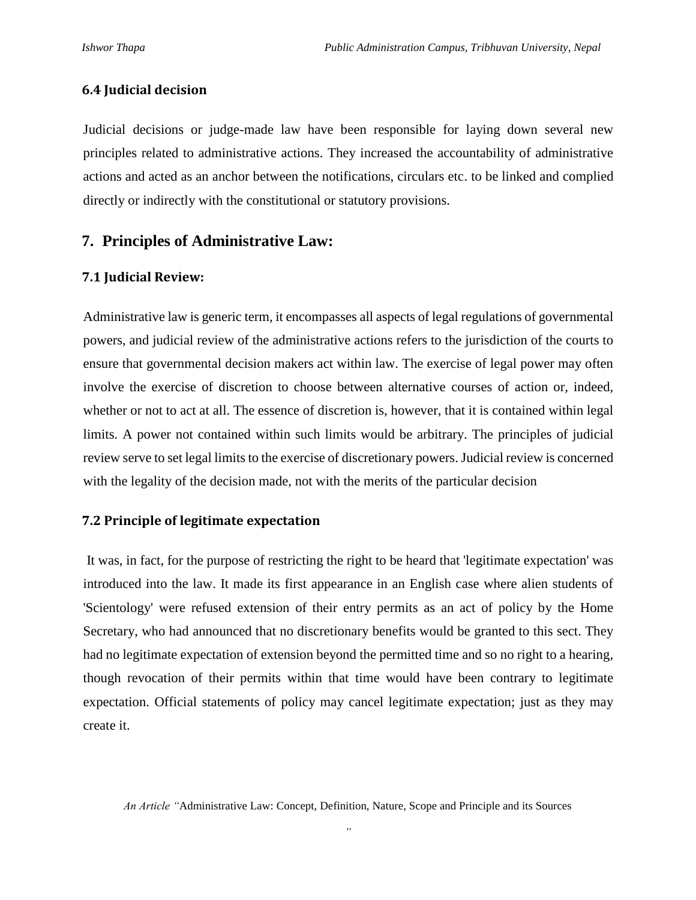### 6.4 Judicial decision

Judicial decisions or judge-made law have been responsible for laying down several new principles related to administrative actions. They increased the accountability of administrative actions and acted as an anchor between the notifications, circulars etc. to be linked and complied directly or indirectly with the constitutional or statutory provisions.

## 7. Principles of Administrative Law:

### 7.1 Judicial Review:

Administrative law is generic term, it encompasses all aspects of legal regulations of governmental powers, and judicial review of the administrative actions refers to the jurisdiction of the courts to ensure that governmental decision makers act within law. The exercise of legal power may often involve the exercise of discretion to choose between alternative courses of action or, indeed, whether or not to act at all. The essence of discretion is, however, that it is contained within legal limits. A power not contained within such limits would be arbitrary. The principles of judicial review serve to set legal limits to the exercise of discretionary powers. Judicial review is concerned with the legality of the decision made, not with the merits of the particular decision

### 7.2 Principle of legitimate expectation

It was, in fact, for the purpose of restricting the right to be heard that 'legitimate expectation' was introduced into the law. It made its first appearance in an English case where alien students of 'Scientology' were refused extension of their entry permits as an act of policy by the Home Secretary, who had announced that no discretionary benefits would be granted to this sect. They had no legitimate expectation of extension beyond the permitted time and so no right to a hearing, though revocation of their permits within that time would have been contrary to legitimate expectation. Official statements of policy may cancel legitimate expectation; just as they may create it.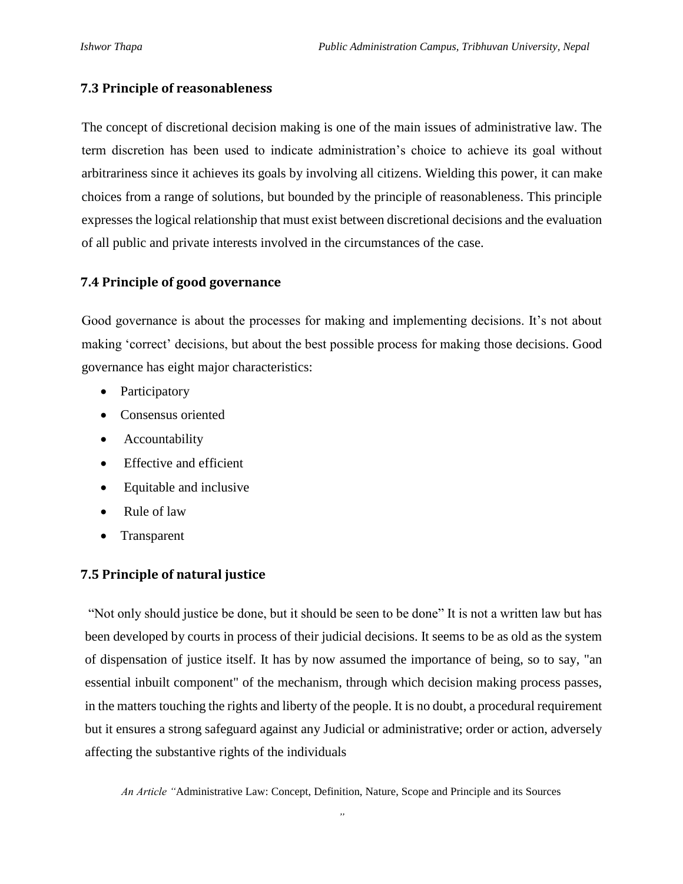### 7.3 Principle of reasonableness

The concept of discretional decision making is one of the main issues of administrative law. The term discretion has been used to indicate administration's choice to achieve its goal without arbitrariness since it achieves its goals by involving all citizens. Wielding this power, it can make choices from a range of solutions, but bounded by the principle of reasonableness. This principle expresses the logical relationship that must exist between discretional decisions and the evaluation of all public and private interests involved in the circumstances of the case.

### 7.4 Principle of good governance

Good governance is about the processes for making and implementing decisions. It's not about making 'correct' decisions, but about the best possible process for making those decisions. Good governance has eight major characteristics:

- Participatory
- Consensus oriented
- Accountability
- Effective and efficient
- Equitable and inclusive
- Rule of law
- Transparent

### 7.5 Principle of natural justice

"Not only should justice be done, but it should be seen to be done" It is not a written law but has been developed by courts in process of their judicial decisions. It seems to be as old as the system of dispensation of justice itself. It has by now assumed the importance of being, so to say, "an essential inbuilt component" of the mechanism, through which decision making process passes, in the matters touching the rights and liberty of the people. It is no doubt, a procedural requirement but it ensures a strong safeguard against any Judicial or administrative; order or action, adversely affecting the substantive rights of the individuals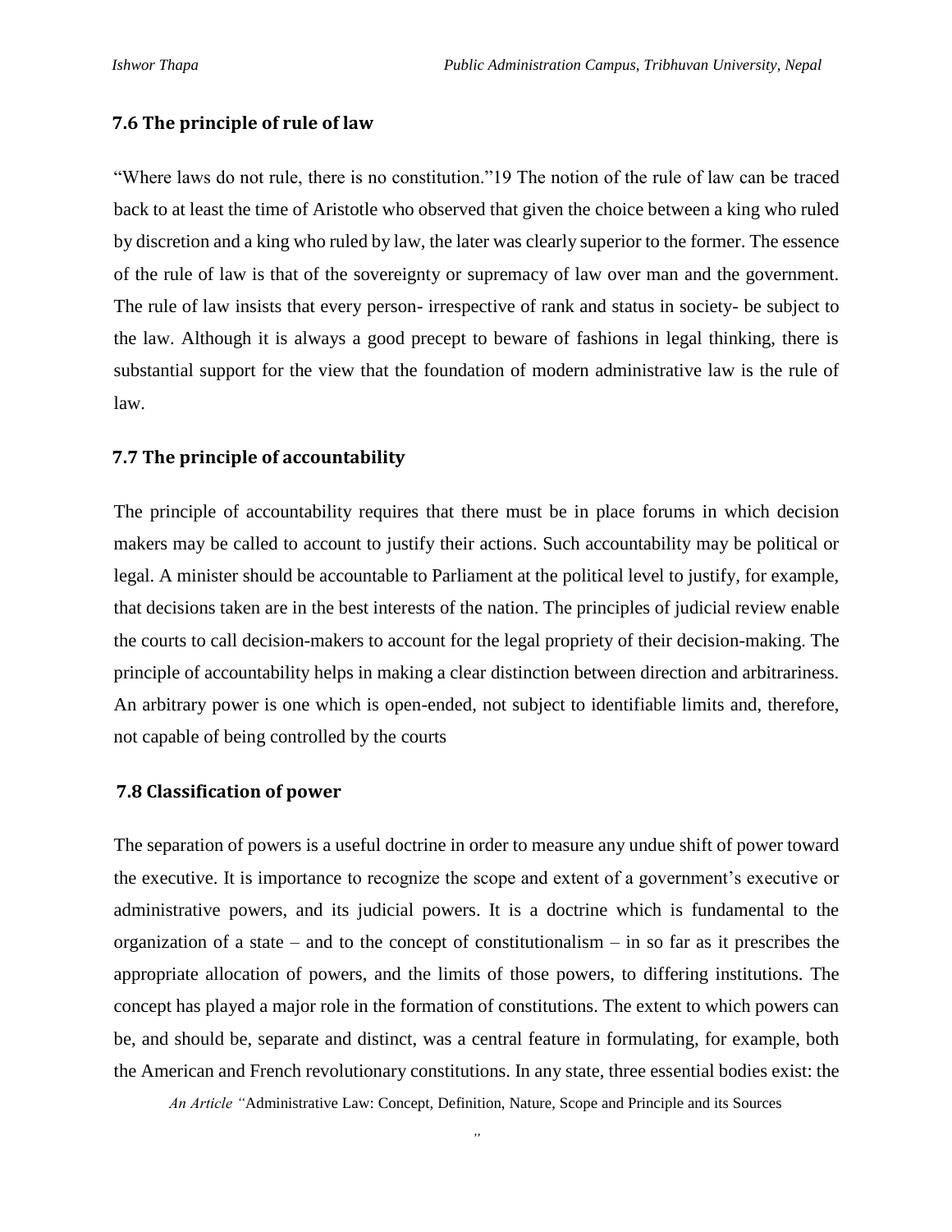### 7.6 The principle of rule of law

"Where laws do not rule, there is no constitution."19 The notion of the rule of law can be traced back to at least the time of Aristotle who observed that given the choice between a king who ruled by discretion and a king who ruled by law, the later was clearly superior to the former. The essence of the rule of law is that of the sovereignty or supremacy of law over man and the government. The rule of law insists that every person- irrespective of rank and status in society- be subject to the law. Although it is always a good precept to beware of fashions in legal thinking, there is substantial support for the view that the foundation of modern administrative law is the rule of law.

### 7.7 The principle of accountability

The principle of accountability requires that there must be in place forums in which decision makers may be called to account to justify their actions. Such accountability may be political or legal. A minister should be accountable to Parliament at the political level to justify, for example, that decisions taken are in the best interests of the nation. The principles of judicial review enable the courts to call decision-makers to account for the legal propriety of their decision-making. The principle of accountability helps in making a clear distinction between direction and arbitrariness. An arbitrary power is one which is open-ended, not subject to identifiable limits and, therefore, not capable of being controlled by the courts

### 7.8 Classification of power

The separation of powers is a useful doctrine in order to measure any undue shift of power toward the executive. It is importance to recognize the scope and extent of a government's executive or administrative powers, and its judicial powers. It is a doctrine which is fundamental to the organization of a state – and to the concept of constitutionalism – in so far as it prescribes the appropriate allocation of powers, and the limits of those powers, to differing institutions. The concept has played a major role in the formation of constitutions. The extent to which powers can be, and should be, separate and distinct, was a central feature in formulating, for example, both the American and French revolutionary constitutions. In any state, three essential bodies exist: the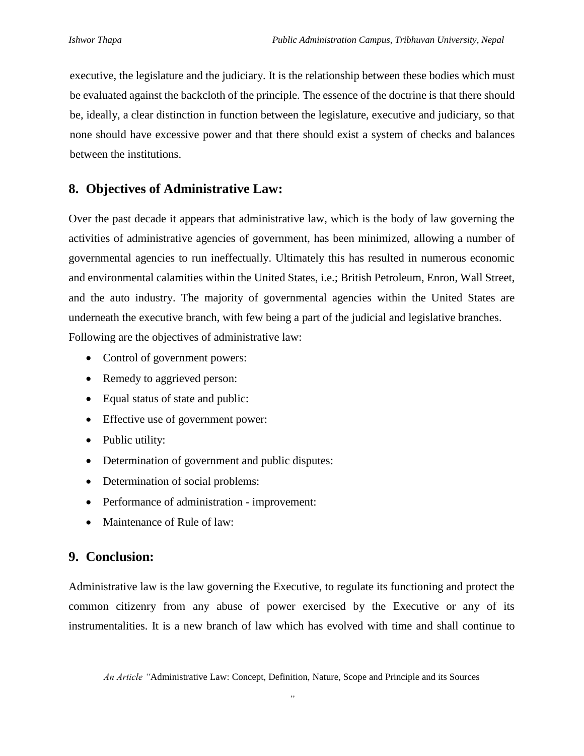executive, the legislature and the judiciary. It is the relationship between these bodies which must be evaluated against the backcloth of the principle. The essence of the doctrine is that there should be, ideally, a clear distinction in function between the legislature, executive and judiciary, so that none should have excessive power and that there should exist a system of checks and balances between the institutions.

## 8. Objectives of Administrative Law:

Over the past decade it appears that administrative law, which is the body of law governing the activities of administrative agencies of government, has been minimized, allowing a number of governmental agencies to run ineffectually. Ultimately this has resulted in numerous economic and environmental calamities within the United States, i.e.; British Petroleum, Enron, Wall Street, and the auto industry. The majority of governmental agencies within the United States are underneath the executive branch, with few being a part of the judicial and legislative branches.
Following are the objectives of administrative law:

- Control of government powers:
- Remedy to aggrieved person:
- Equal status of state and public:
- Effective use of government power:
- Public utility:
- Determination of government and public disputes:
- Determination of social problems:
- Performance of administration - improvement:
- Maintenance of Rule of law:

## 9. Conclusion:

Administrative law is the law governing the Executive, to regulate its functioning and protect the common citizenry from any abuse of power exercised by the Executive or any of its instrumentalities. It is a new branch of law which has evolved with time and shall continue to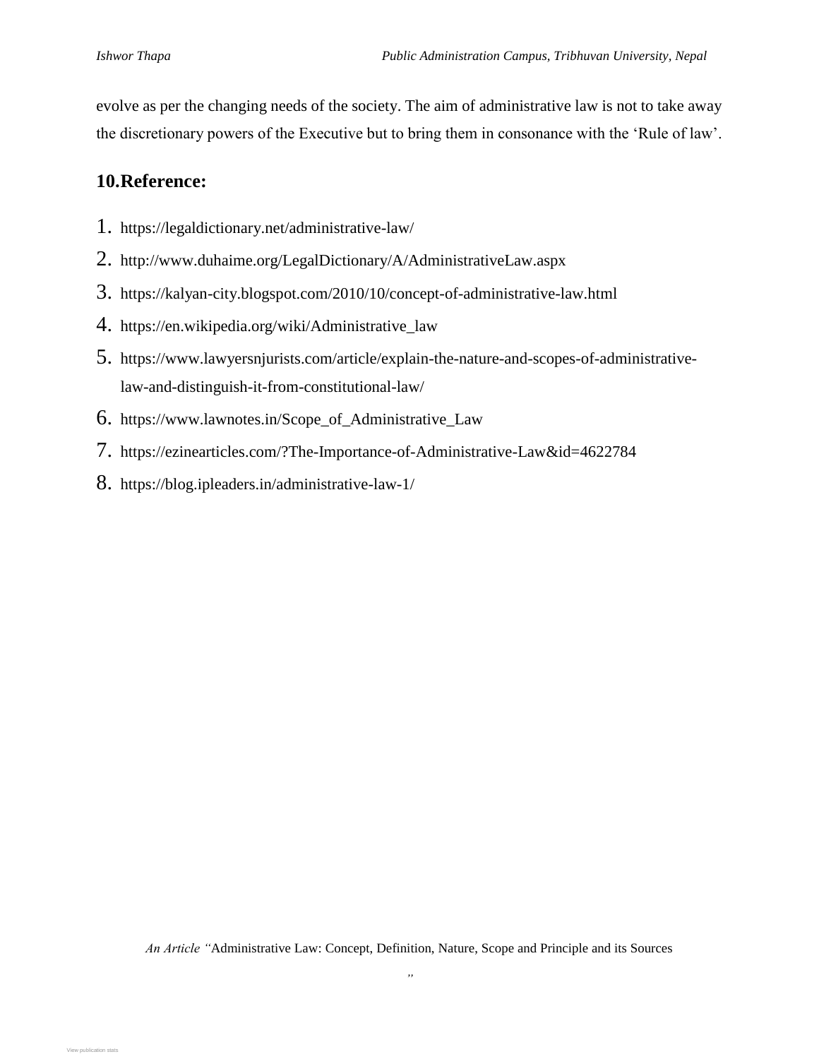evolve as per the changing needs of the society. The aim of administrative law is not to take away the discretionary powers of the Executive but to bring them in consonance with the 'Rule of law'.

## 10. Reference:

1. https://legaldictionary.net/administrative-law/
2. http://www.duhaime.org/LegalDictionary/A/AdministrativeLaw.aspx
3. https://kalyan-city.blogspot.com/2010/10/concept-of-administrative-law.html
4. https://en.wikipedia.org/wiki/Administrative_law
5. https://www.lawyersnjurists.com/article/explain-the-nature-and-scopes-of-administrative-law-and-distinguish-it-from-constitutional-law/
6. https://www.lawnotes.in/Scope_of_Administrative_Law
7. https://ezinearticles.com/?The-Importance-of-Administrative-Law&id=4622784
8. https://blog.ipleaders.in/administrative-law-1/